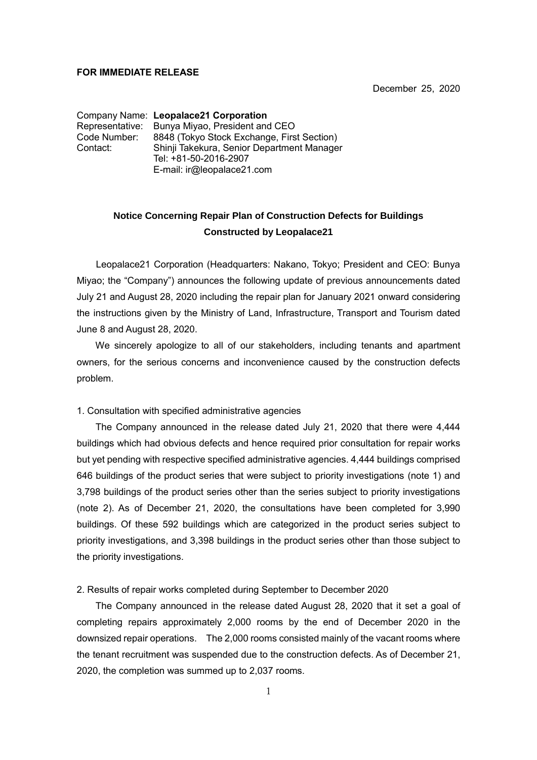**FOR IMMEDIATE RELEASE**

December 25, 2020

Company Name: **Leopalace21 Corporation**
Representative: Bunya Miyao, President and CEO
Code Number: 8848 (Tokyo Stock Exchange, First Section)
Contact: Shinji Takekura, Senior Department Manager
Tel: +81-50-2016-2907
E-mail: ir@leopalace21.com

## Notice Concerning Repair Plan of Construction Defects for Buildings Constructed by Leopalace21

Leopalace21 Corporation (Headquarters: Nakano, Tokyo; President and CEO: Bunya Miyao; the "Company") announces the following update of previous announcements dated July 21 and August 28, 2020 including the repair plan for January 2021 onward considering the instructions given by the Ministry of Land, Infrastructure, Transport and Tourism dated June 8 and August 28, 2020.

We sincerely apologize to all of our stakeholders, including tenants and apartment owners, for the serious concerns and inconvenience caused by the construction defects problem.

1. Consultation with specified administrative agencies

The Company announced in the release dated July 21, 2020 that there were 4,444 buildings which had obvious defects and hence required prior consultation for repair works but yet pending with respective specified administrative agencies. 4,444 buildings comprised 646 buildings of the product series that were subject to priority investigations (note 1) and 3,798 buildings of the product series other than the series subject to priority investigations (note 2). As of December 21, 2020, the consultations have been completed for 3,990 buildings. Of these 592 buildings which are categorized in the product series subject to priority investigations, and 3,398 buildings in the product series other than those subject to the priority investigations.

2. Results of repair works completed during September to December 2020

The Company announced in the release dated August 28, 2020 that it set a goal of completing repairs approximately 2,000 rooms by the end of December 2020 in the downsized repair operations. The 2,000 rooms consisted mainly of the vacant rooms where the tenant recruitment was suspended due to the construction defects. As of December 21, 2020, the completion was summed up to 2,037 rooms.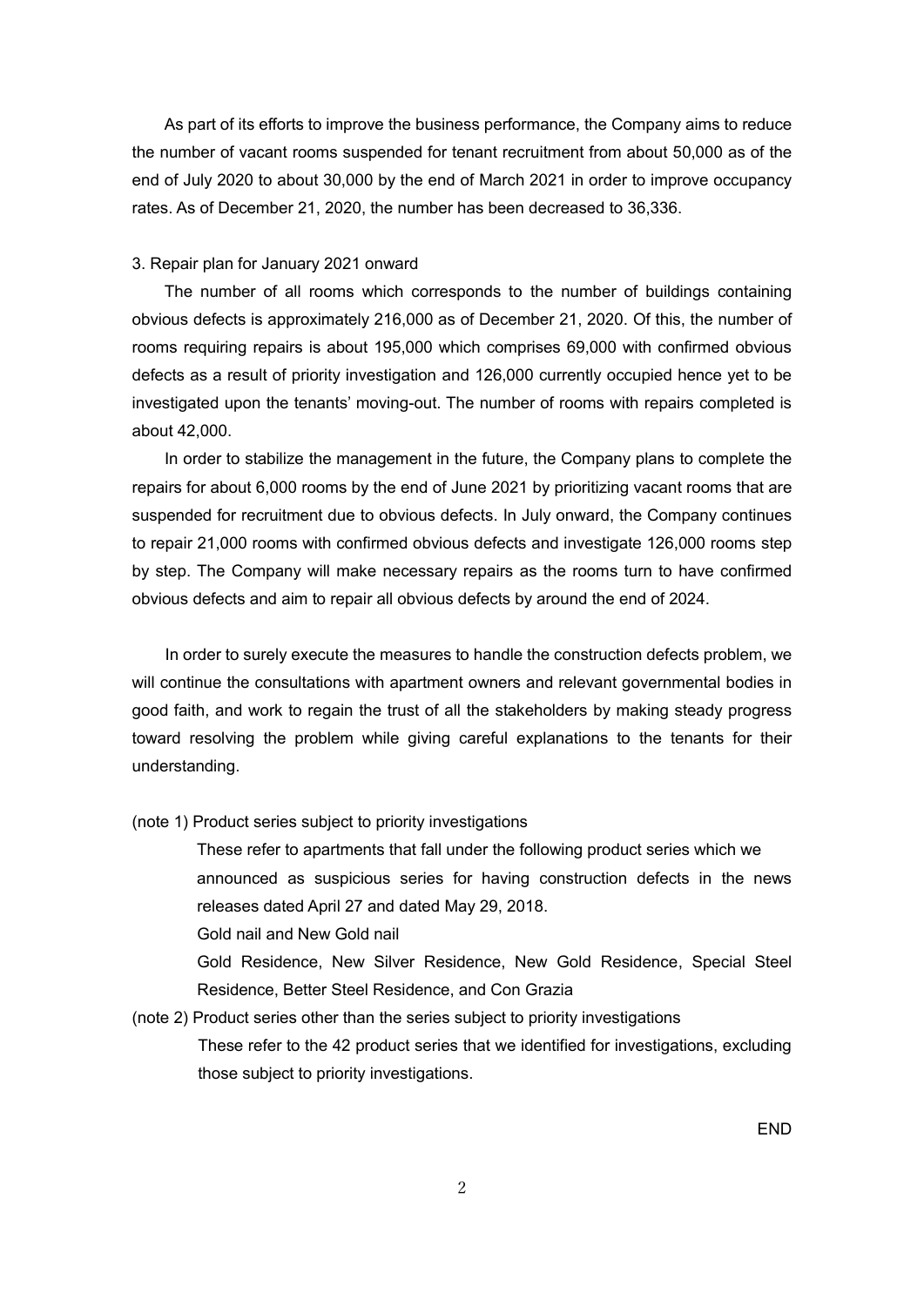As part of its efforts to improve the business performance, the Company aims to reduce the number of vacant rooms suspended for tenant recruitment from about 50,000 as of the end of July 2020 to about 30,000 by the end of March 2021 in order to improve occupancy rates. As of December 21, 2020, the number has been decreased to 36,336.

3. Repair plan for January 2021 onward

The number of all rooms which corresponds to the number of buildings containing obvious defects is approximately 216,000 as of December 21, 2020. Of this, the number of rooms requiring repairs is about 195,000 which comprises 69,000 with confirmed obvious defects as a result of priority investigation and 126,000 currently occupied hence yet to be investigated upon the tenants' moving-out. The number of rooms with repairs completed is about 42,000.

In order to stabilize the management in the future, the Company plans to complete the repairs for about 6,000 rooms by the end of June 2021 by prioritizing vacant rooms that are suspended for recruitment due to obvious defects. In July onward, the Company continues to repair 21,000 rooms with confirmed obvious defects and investigate 126,000 rooms step by step. The Company will make necessary repairs as the rooms turn to have confirmed obvious defects and aim to repair all obvious defects by around the end of 2024.

In order to surely execute the measures to handle the construction defects problem, we will continue the consultations with apartment owners and relevant governmental bodies in good faith, and work to regain the trust of all the stakeholders by making steady progress toward resolving the problem while giving careful explanations to the tenants for their understanding.

(note 1) Product series subject to priority investigations

These refer to apartments that fall under the following product series which we announced as suspicious series for having construction defects in the news releases dated April 27 and dated May 29, 2018.

Gold nail and New Gold nail

Gold Residence, New Silver Residence, New Gold Residence, Special Steel Residence, Better Steel Residence, and Con Grazia

(note 2) Product series other than the series subject to priority investigations

These refer to the 42 product series that we identified for investigations, excluding those subject to priority investigations.

END